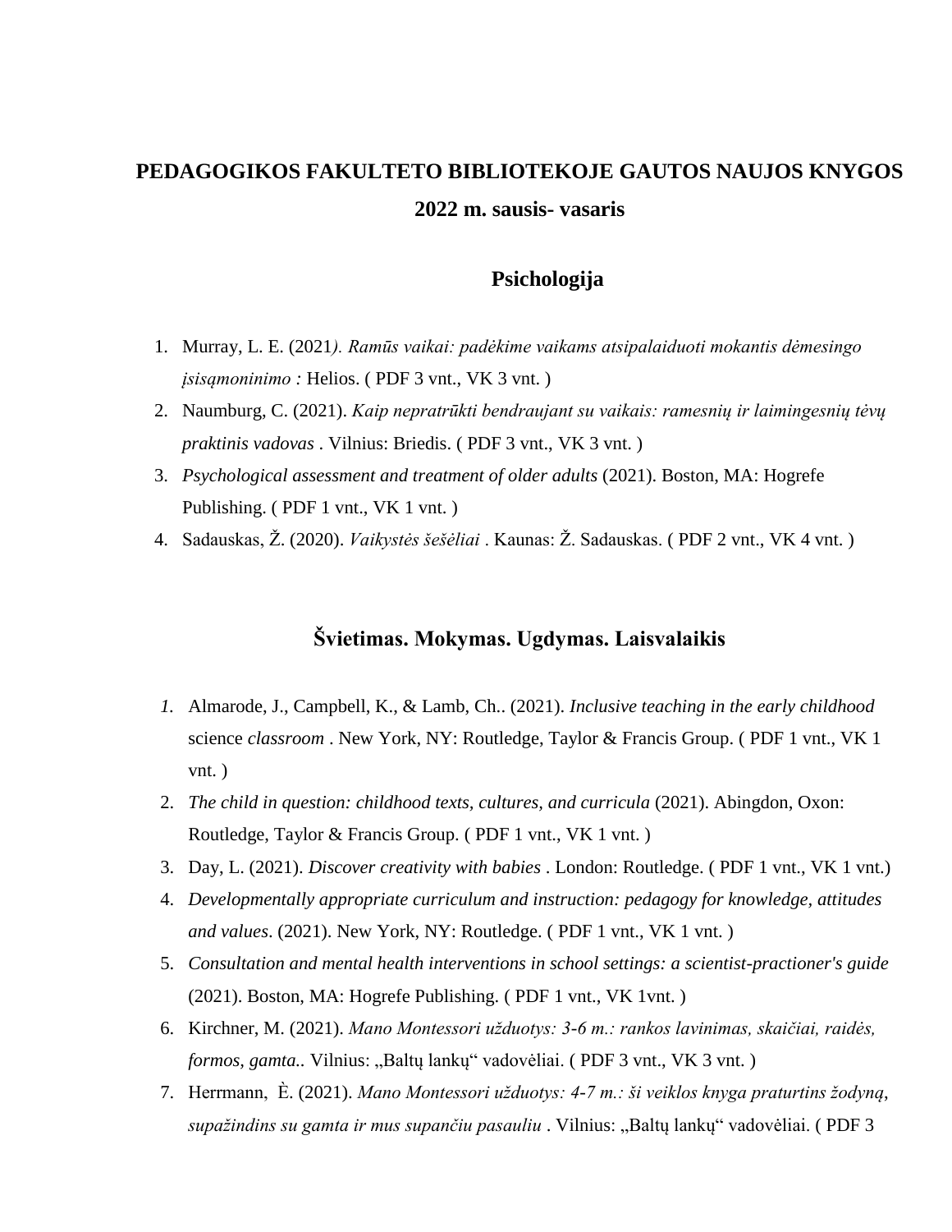# PEDAGOGIKOS FAKULTETO BIBLIOTEKOJE GAUTOS NAUJOS KNYGOS

## 2022 m. sausis- vasaris

## Psichologija

1. Murray, L. E. (2021*). Ramūs vaikai: padėkime vaikams atsipalaiduoti mokantis dėmesingo įsisąmoninimo :* Helios. ( PDF 3 vnt., VK 3 vnt. )
2. Naumburg, C. (2021). *Kaip nepratrūkti bendraujant su vaikais: ramesnių ir laimingesnių tėvų praktinis vadovas* . Vilnius: Briedis. ( PDF 3 vnt., VK 3 vnt. )
3. *Psychological assessment and treatment of older adults* (2021). Boston, MA: Hogrefe Publishing. ( PDF 1 vnt., VK 1 vnt. )
4. Sadauskas, Ž. (2020). *Vaikystės šešėliai* . Kaunas: Ž. Sadauskas. ( PDF 2 vnt., VK 4 vnt. )

## Švietimas. Mokymas. Ugdymas. Laisvalaikis

1. Almarode, J., Campbell, K., & Lamb, Ch.. (2021). *Inclusive teaching in the early childhood* science *classroom* . New York, NY: Routledge, Taylor & Francis Group. ( PDF 1 vnt., VK 1 vnt. )
2. *The child in question: childhood texts, cultures, and curricula* (2021). Abingdon, Oxon: Routledge, Taylor & Francis Group. ( PDF 1 vnt., VK 1 vnt. )
3. Day, L. (2021). *Discover creativity with babies* . London: Routledge. ( PDF 1 vnt., VK 1 vnt.)
4. *Developmentally appropriate curriculum and instruction: pedagogy for knowledge, attitudes and values*. (2021). New York, NY: Routledge. ( PDF 1 vnt., VK 1 vnt. )
5. *Consultation and mental health interventions in school settings: a scientist-practioner's guide* (2021). Boston, MA: Hogrefe Publishing. ( PDF 1 vnt., VK 1vnt. )
6. Kirchner, M. (2021). *Mano Montessori užduotys: 3-6 m.: rankos lavinimas, skaičiai, raidės, formos, gamta.*. Vilnius: „Baltų lankų" vadovėliai. ( PDF 3 vnt., VK 3 vnt. )
7. Herrmann, È. (2021). *Mano Montessori užduotys: 4-7 m.: ši veiklos knyga praturtins žodyną, supažindins su gamta ir mus supančiu pasauliu* . Vilnius: „Baltų lankų" vadovėliai. ( PDF 3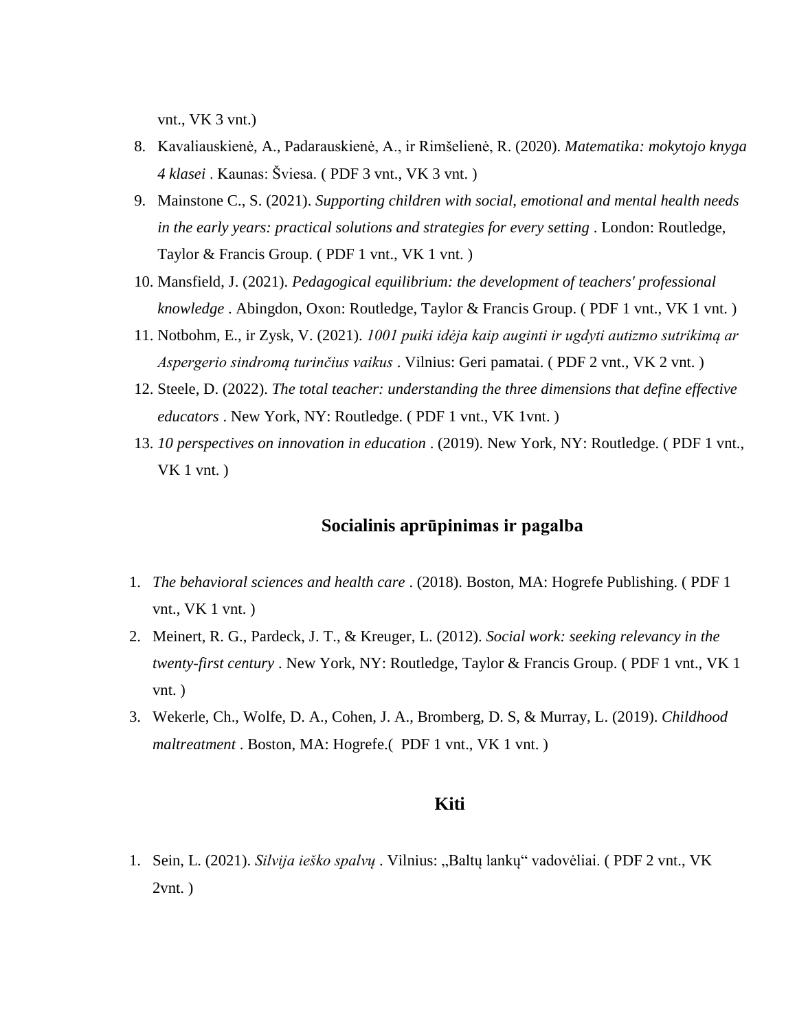vnt., VK 3 vnt.)

8. Kavaliauskienė, A., Padarauskienė, A., ir Rimšelienė, R. (2020). *Matematika: mokytojo knyga 4 klasei* . Kaunas: Šviesa. ( PDF 3 vnt., VK 3 vnt. )
9. Mainstone C., S. (2021). *Supporting children with social, emotional and mental health needs in the early years: practical solutions and strategies for every setting* . London: Routledge, Taylor & Francis Group. ( PDF 1 vnt., VK 1 vnt. )
10. Mansfield, J. (2021). *Pedagogical equilibrium: the development of teachers' professional knowledge* . Abingdon, Oxon: Routledge, Taylor & Francis Group. ( PDF 1 vnt., VK 1 vnt. )
11. Notbohm, E., ir Zysk, V. (2021). *1001 puiki idėja kaip auginti ir ugdyti autizmo sutrikimą ar Aspergerio sindromą turinčius vaikus* . Vilnius: Geri pamatai. ( PDF 2 vnt., VK 2 vnt. )
12. Steele, D. (2022). *The total teacher: understanding the three dimensions that define effective educators* . New York, NY: Routledge. ( PDF 1 vnt., VK 1vnt. )
13. *10 perspectives on innovation in education* . (2019). New York, NY: Routledge. ( PDF 1 vnt., VK 1 vnt. )

## Socialinis aprūpinimas ir pagalba

1. *The behavioral sciences and health care* . (2018). Boston, MA: Hogrefe Publishing. ( PDF 1 vnt., VK 1 vnt. )
2. Meinert, R. G., Pardeck, J. T., & Kreuger, L. (2012). *Social work: seeking relevancy in the twenty-first century* . New York, NY: Routledge, Taylor & Francis Group. ( PDF 1 vnt., VK 1 vnt. )
3. Wekerle, Ch., Wolfe, D. A., Cohen, J. A., Bromberg, D. S, & Murray, L. (2019). *Childhood maltreatment* . Boston, MA: Hogrefe.(  PDF 1 vnt., VK 1 vnt. )

## Kiti

1. Sein, L. (2021). *Silvija ieško spalvų* . Vilnius: „Baltų lankų“ vadovėliai. ( PDF 2 vnt., VK 2vnt. )